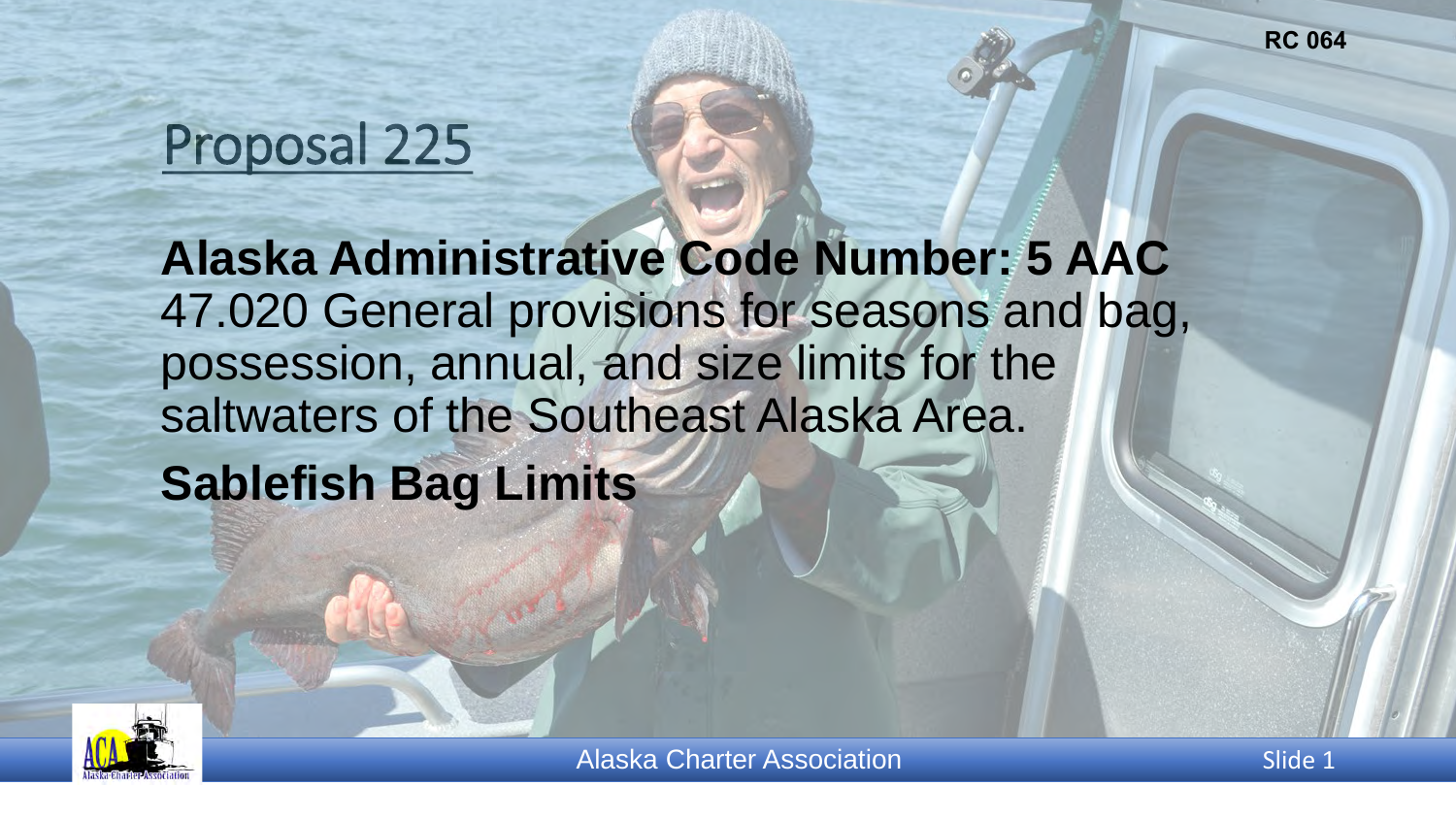RC 064

# Proposal 225

**Alaska Administrative Code Number: 5 AAC** 47.020 General provisions for seasons and bag, possession, annual, and size limits for the saltwaters of the Southeast Alaska Area.

**Sablefish Bag Limits**

Alaska Charter Association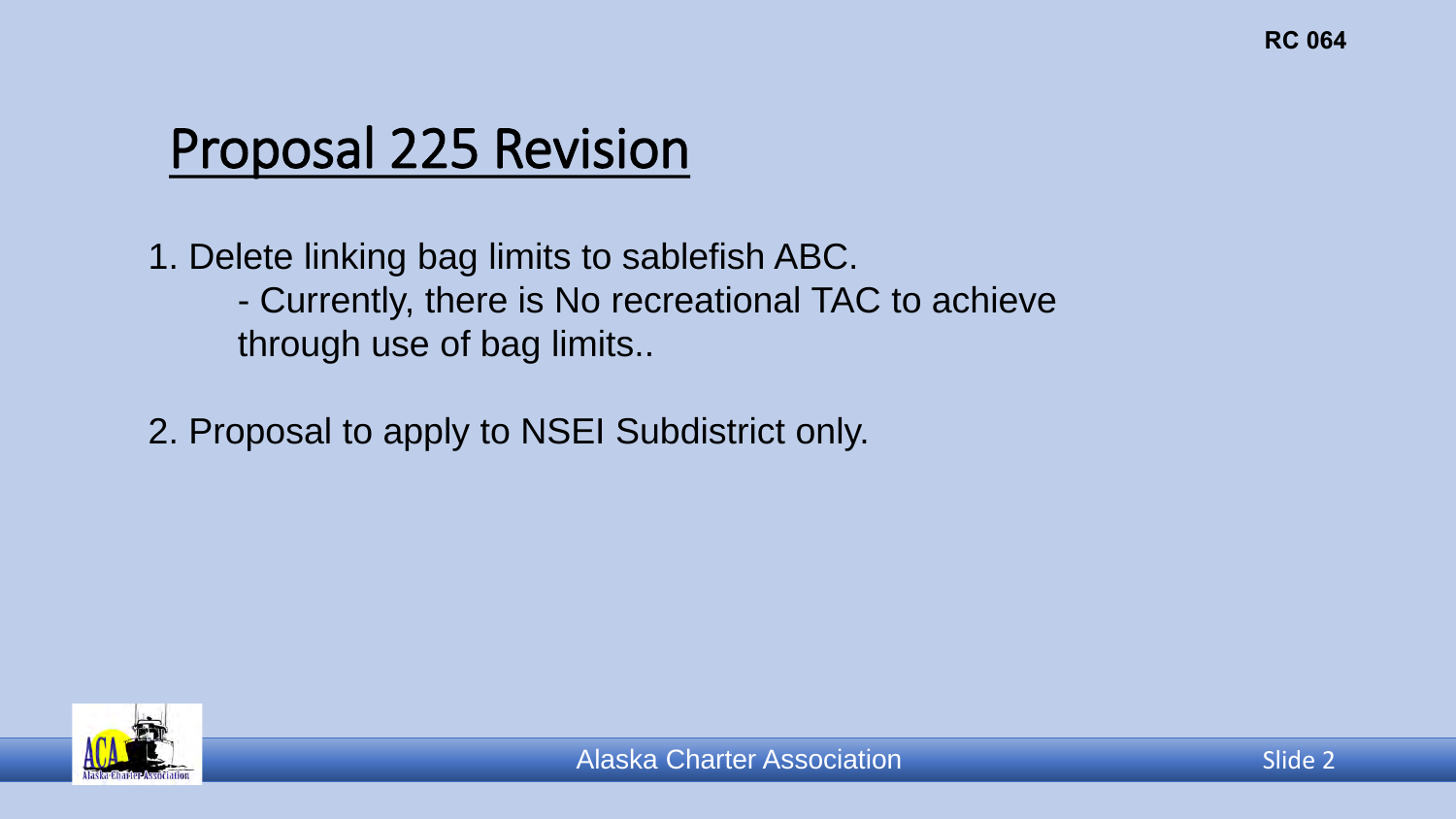# Proposal 225 Revision

1. Delete linking bag limits to sablefish ABC.
   - Currently, there is No recreational TAC to achieve through use of bag limits..

2. Proposal to apply to NSEI Subdistrict only.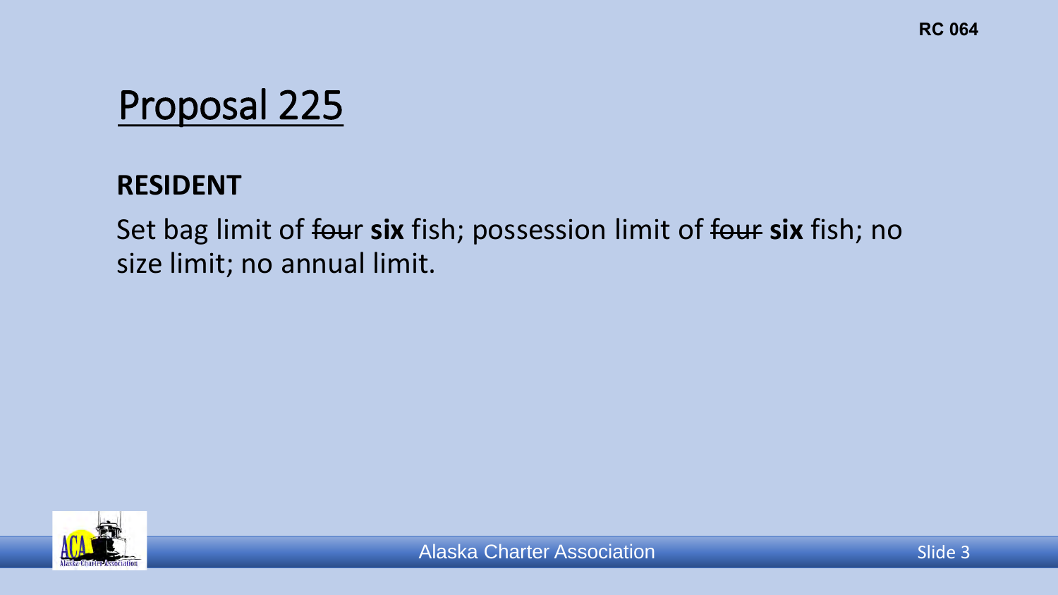RC 064

# Proposal 225

**RESIDENT**

Set bag limit of ~~four~~ **six** fish; possession limit of ~~four~~ **six** fish; no size limit; no annual limit.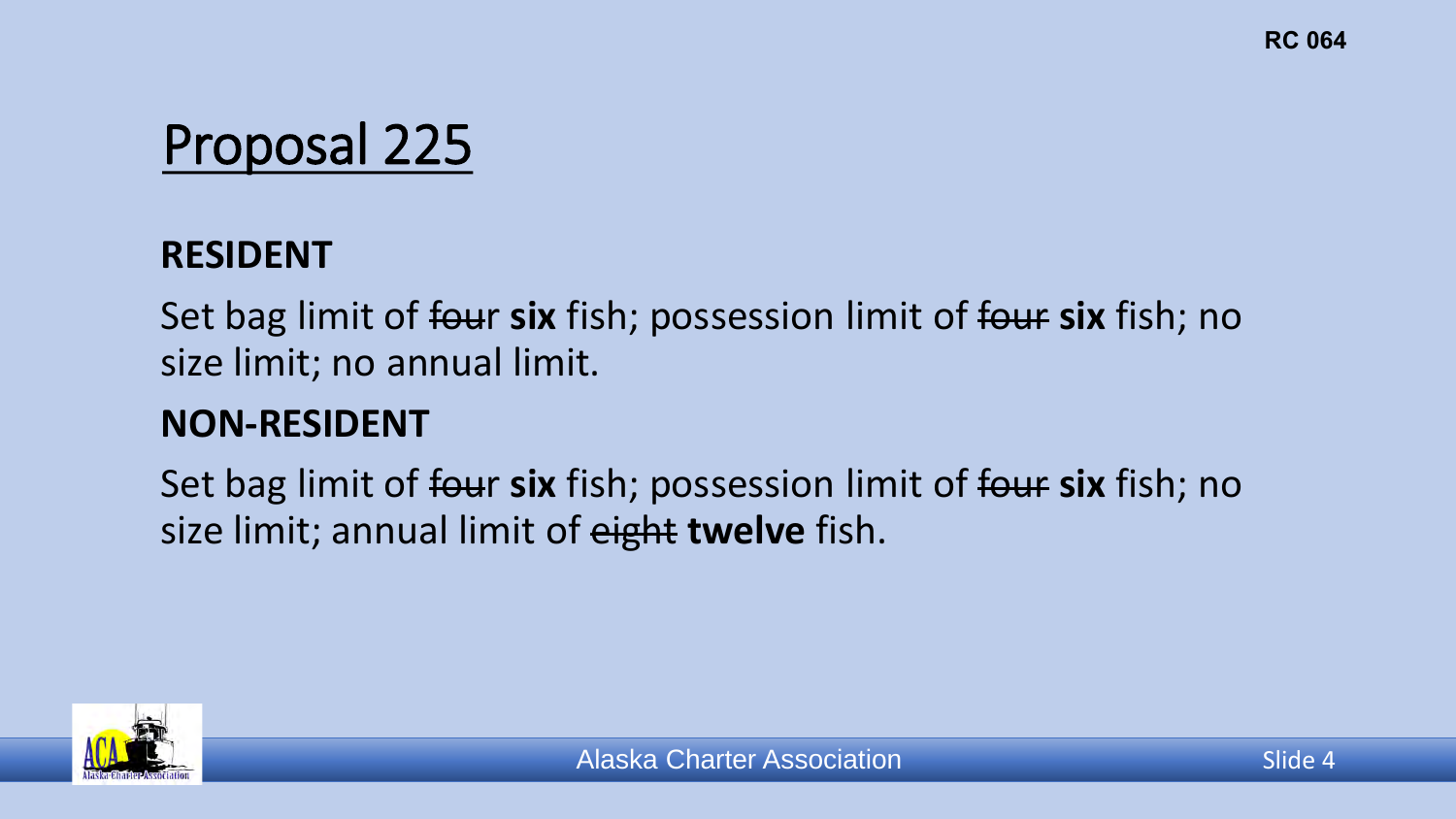# Proposal 225

**RESIDENT**

Set bag limit of ~~four~~ **six** fish; possession limit of ~~four~~ **six** fish; no size limit; no annual limit.

**NON-RESIDENT**

Set bag limit of ~~four~~ **six** fish; possession limit of ~~four~~ **six** fish; no size limit; annual limit of ~~eight~~ **twelve** fish.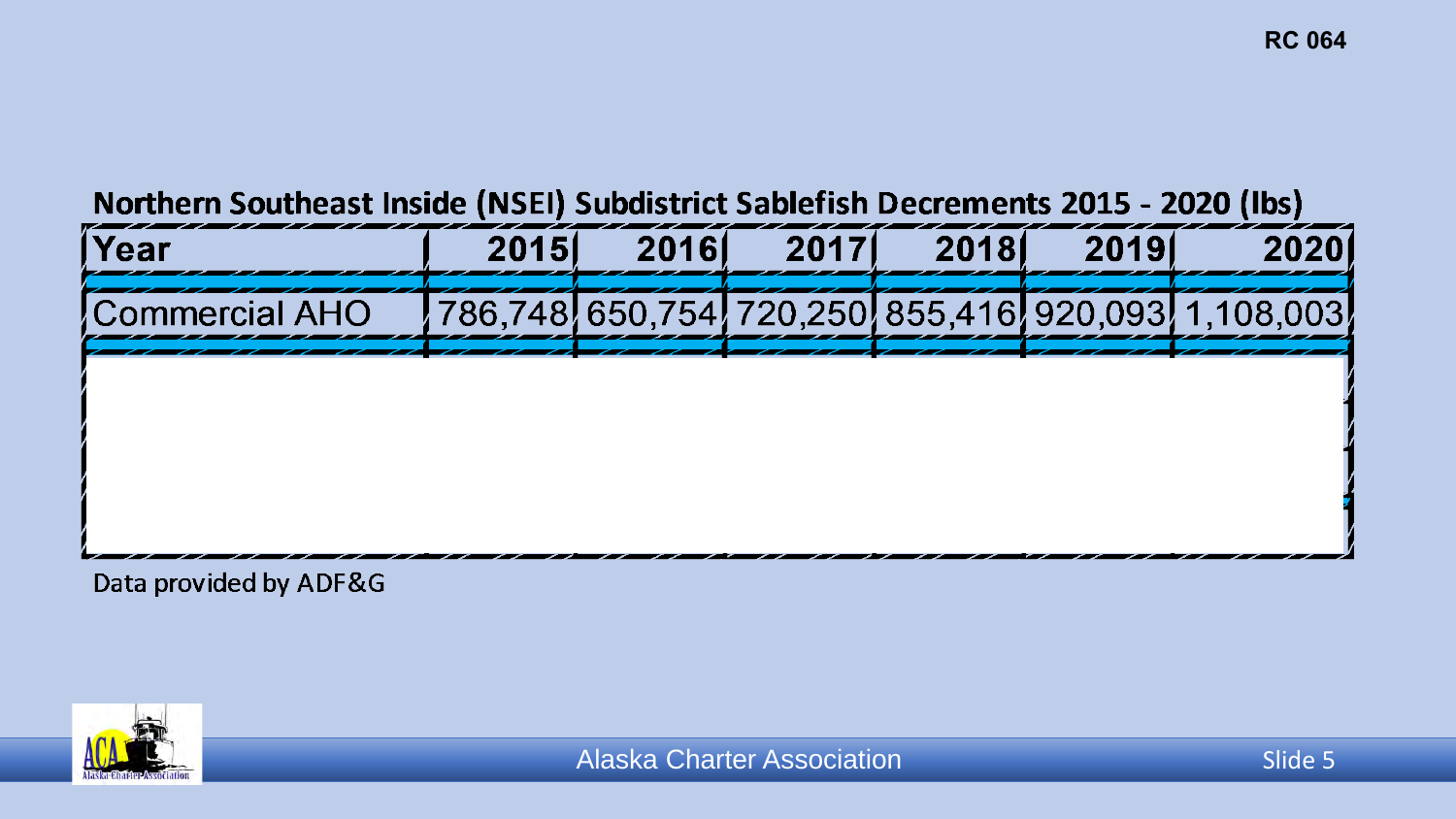RC 064

## Northern Southeast Inside (NSEI) Subdistrict Sablefish Decrements 2015 - 2020 (lbs)

| Year | 2015 | 2016 | 2017 | 2018 | 2019 | 2020 |
| --- | --- | --- | --- | --- | --- | --- |
| Commercial AHO | 786,748 | 650,754 | 720,250 | 855,416 | 920,093 | 1,108,003 |

Data provided by ADF&G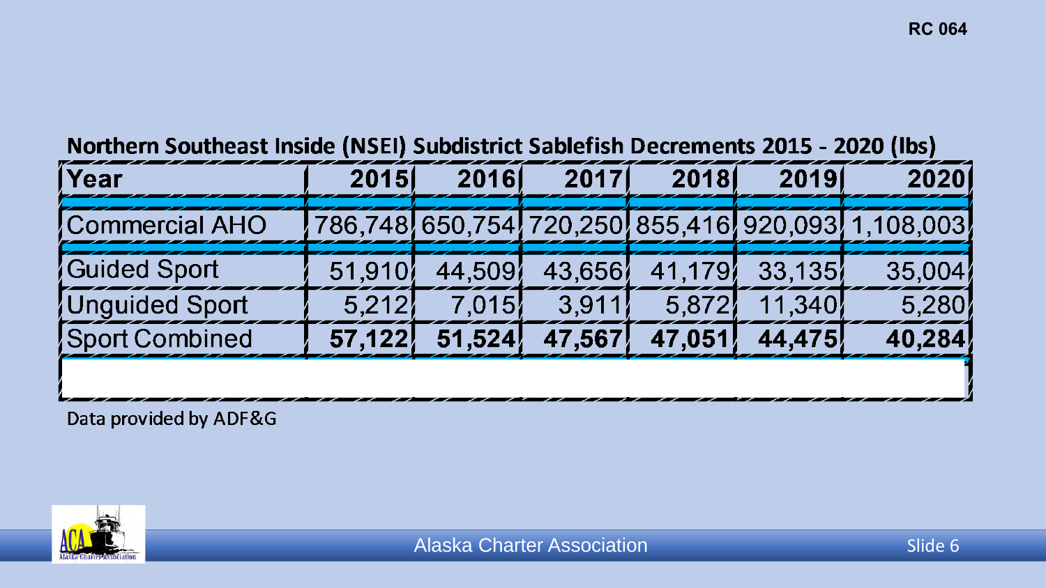RC 064

## Northern Southeast Inside (NSEI) Subdistrict Sablefish Decrements 2015 - 2020 (lbs)

| Year | 2015 | 2016 | 2017 | 2018 | 2019 | 2020 |
|---|---|---|---|---|---|---|
| Commercial AHO | 786,748 | 650,754 | 720,250 | 855,416 | 920,093 | 1,108,003 |
| Guided Sport | 51,910 | 44,509 | 43,656 | 41,179 | 33,135 | 35,004 |
| Unguided Sport | 5,212 | 7,015 | 3,911 | 5,872 | 11,340 | 5,280 |
| **Sport Combined** | **57,122** | **51,524** | **47,567** | **47,051** | **44,475** | **40,284** |

Data provided by ADF&G

Alaska Charter Association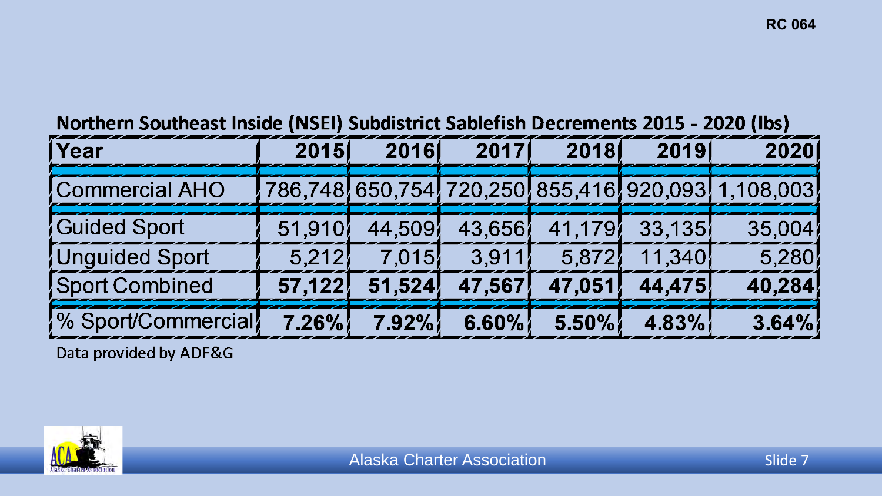RC 064

## Northern Southeast Inside (NSEI) Subdistrict Sablefish Decrements 2015 - 2020 (lbs)

| Year | 2015 | 2016 | 2017 | 2018 | 2019 | 2020 |
|---|---|---|---|---|---|---|
| Commercial AHO | 786,748 | 650,754 | 720,250 | 855,416 | 920,093 | 1,108,003 |
| Guided Sport | 51,910 | 44,509 | 43,656 | 41,179 | 33,135 | 35,004 |
| Unguided Sport | 5,212 | 7,015 | 3,911 | 5,872 | 11,340 | 5,280 |
| **Sport Combined** | **57,122** | **51,524** | **47,567** | **47,051** | **44,475** | **40,284** |
| % Sport/Commercial | **7.26%** | **7.92%** | **6.60%** | **5.50%** | **4.83%** | **3.64%** |

Data provided by ADF&G

Alaska Charter Association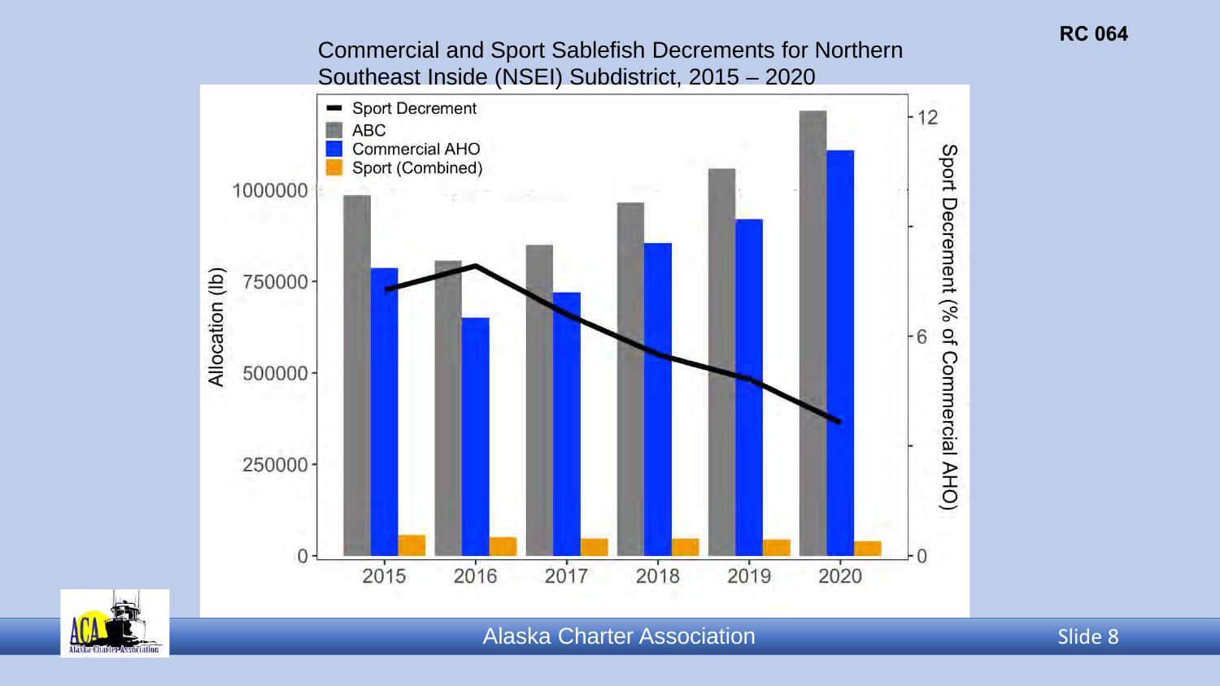**RC 064**

## Commercial and Sport Sablefish Decrements for Northern Southeast Inside (NSEI) Subdistrict, 2015 – 2020

Legend: Sport Decrement; ABC; Commercial AHO; Sport (Combined)

Left axis: Allocation (lb) — 0, 250000, 500000, 750000, 1000000

Right axis: Sport Decrement (% of Commercial AHO) — 0, 6, 12

Years: 2015, 2016, 2017, 2018, 2019, 2020

Alaska Charter Association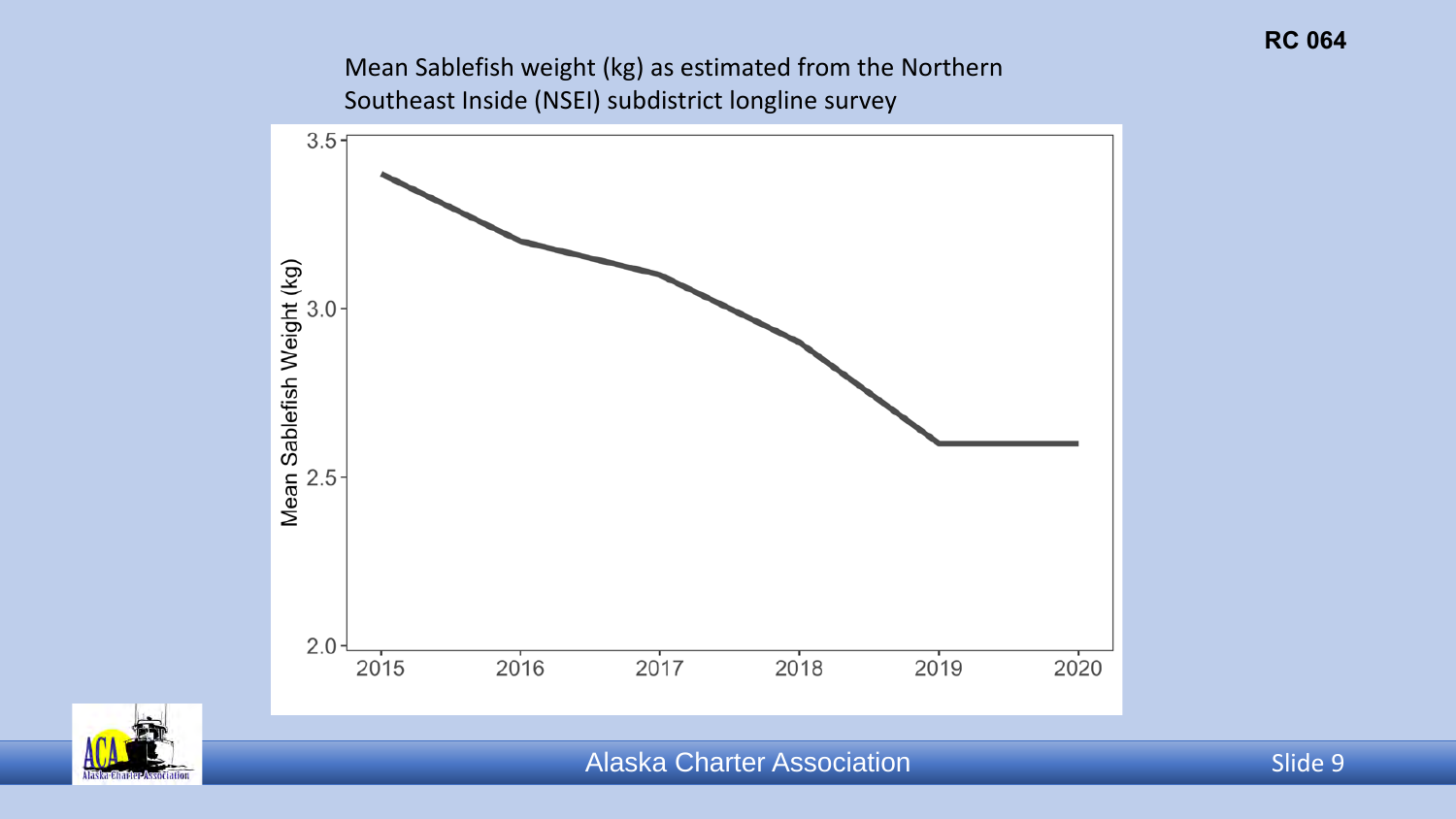**RC 064**

Mean Sablefish weight (kg) as estimated from the Northern Southeast Inside (NSEI) subdistrict longline survey

Mean Sablefish Weight (kg)

3.5
3.0
2.5
2.0

2015 2016 2017 2018 2019 2020

Alaska Charter Association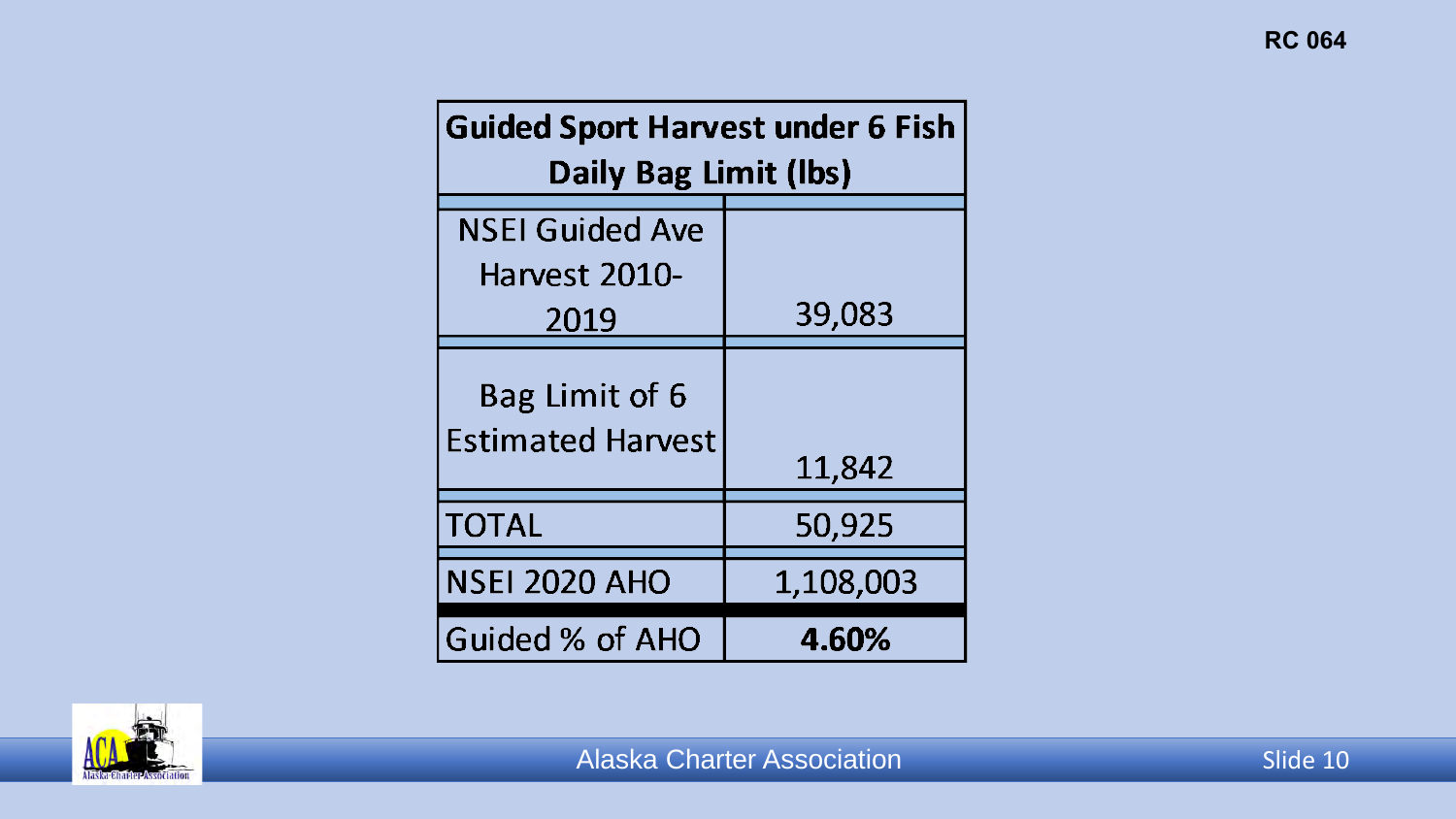RC 064

| Guided Sport Harvest under 6 Fish Daily Bag Limit (lbs) | |
|---|---|
| NSEI Guided Ave Harvest 2010-2019 | 39,083 |
| Bag Limit of 6 Estimated Harvest | 11,842 |
| TOTAL | 50,925 |
| NSEI 2020 AHO | 1,108,003 |
| Guided % of AHO | **4.60%** |

Alaska Charter Association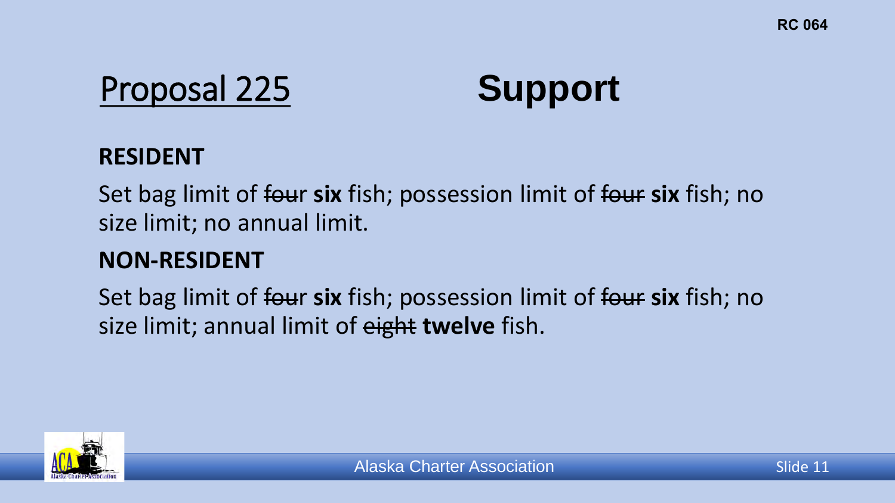RC 064

# Proposal 225 Support

**RESIDENT**

Set bag limit of ~~four~~ **six** fish; possession limit of ~~four~~ **six** fish; no size limit; no annual limit.

**NON-RESIDENT**

Set bag limit of ~~four~~ **six** fish; possession limit of ~~four~~ **six** fish; no size limit; annual limit of ~~eight~~ **twelve** fish.

Alaska Charter Association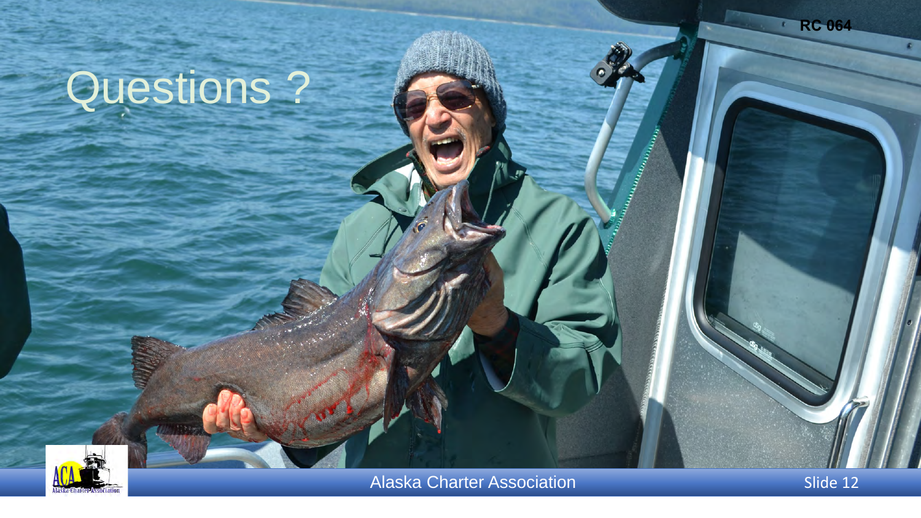RC 064

# Questions ?